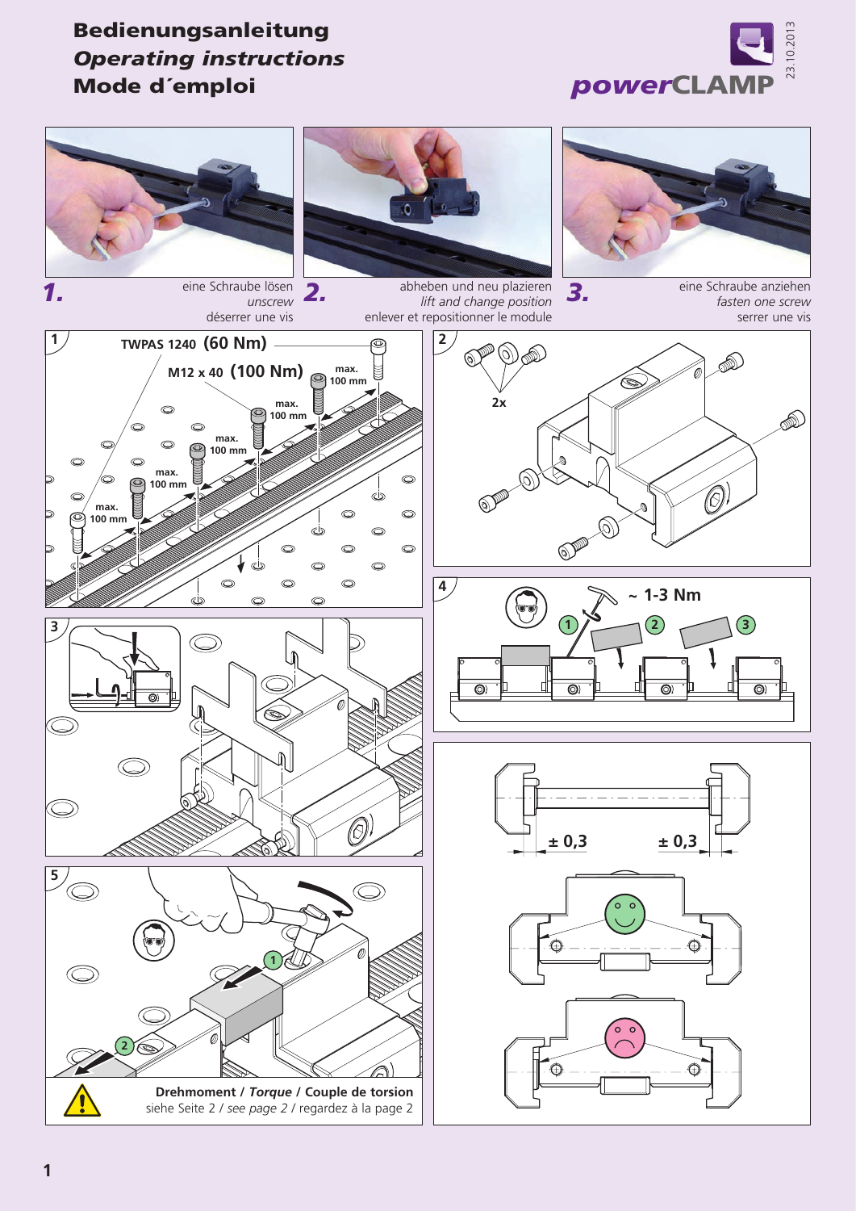# Bedienungsanleitung
## *Operating instructions*
## Mode d´emploi

***power*CLAMP**

23.10.2013

**1.** eine Schraube lösen / *unscrew* / déserrer une vis

**2.** abheben und neu plazieren / *lift and change position* / enlever et repositionner le module

**3.** eine Schraube anziehen / *fasten one screw* / serrer une vis

**1**

TWPAS 1240 **(60 Nm)**

M12 x 40 **(100 Nm)**

max. 100 mm

max. 100 mm

max. 100 mm

max. 100 mm

max. 100 mm

**2**

2x

**3**

**4**

~ 1-3 Nm

± 0,3 ± 0,3

**5**

**Drehmoment /** ***Torque*** **/ Couple de torsion**
siehe Seite 2 / *see page 2* / regardez à la page 2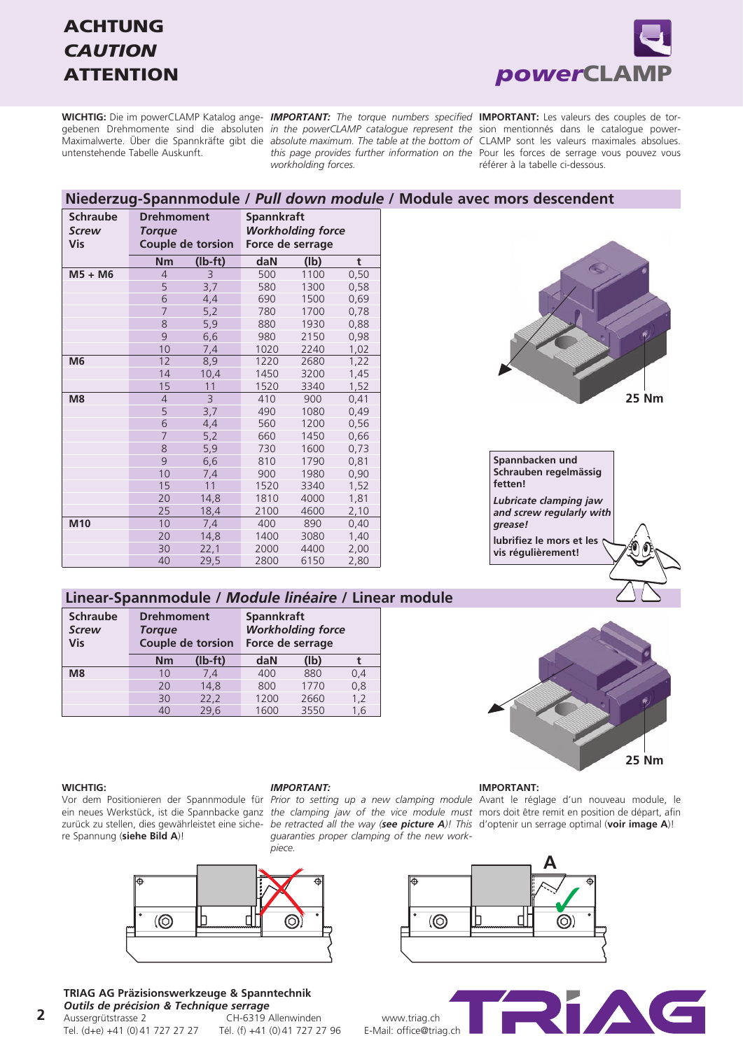# ACHTUNG
# *CAUTION*
# ATTENTION

**powerCLAMP**

**WICHTIG:** Die im powerCLAMP Katalog angegebenen Drehmomente sind die absoluten Maximalwerte. Über die Spannkräfte gibt die untenstehende Tabelle Auskunft.

***IMPORTANT:*** *The torque numbers specified in the powerCLAMP catalogue represent the absolute maximum. The table at the bottom of this page provides further information on the workholding forces.*

**IMPORTANT:** Les valeurs des couples de torsion mentionnés dans le catalogue powerCLAMP sont les valeurs maximales absolues. Pour les forces de serrage vous pouvez vous référer à la tabelle ci-dessous.

## Niederzug-Spannmodule / *Pull down module* / Module avec mors descendent

| Schraube *Screw* Vis | Drehmoment *Torque* Couple de torsion | | Spannkraft *Workholding force* Force de serrage | | |
|---|---|---|---|---|---|
| | Nm | (lb-ft) | daN | (lb) | t |
| M5 + M6 | 4 | 3 | 500 | 1100 | 0,50 |
| | 5 | 3,7 | 580 | 1300 | 0,58 |
| | 6 | 4,4 | 690 | 1500 | 0,69 |
| | 7 | 5,2 | 780 | 1700 | 0,78 |
| | 8 | 5,9 | 880 | 1930 | 0,88 |
| | 9 | 6,6 | 980 | 2150 | 0,98 |
| | 10 | 7,4 | 1020 | 2240 | 1,02 |
| M6 | 12 | 8,9 | 1220 | 2680 | 1,22 |
| | 14 | 10,4 | 1450 | 3200 | 1,45 |
| | 15 | 11 | 1520 | 3340 | 1,52 |
| M8 | 4 | 3 | 410 | 900 | 0,41 |
| | 5 | 3,7 | 490 | 1080 | 0,49 |
| | 6 | 4,4 | 560 | 1200 | 0,56 |
| | 7 | 5,2 | 660 | 1450 | 0,66 |
| | 8 | 5,9 | 730 | 1600 | 0,73 |
| | 9 | 6,6 | 810 | 1790 | 0,81 |
| | 10 | 7,4 | 900 | 1980 | 0,90 |
| | 15 | 11 | 1520 | 3340 | 1,52 |
| | 20 | 14,8 | 1810 | 4000 | 1,81 |
| | 25 | 18,4 | 2100 | 4600 | 2,10 |
| M10 | 10 | 7,4 | 400 | 890 | 0,40 |
| | 20 | 14,8 | 1400 | 3080 | 1,40 |
| | 30 | 22,1 | 2000 | 4400 | 2,00 |
| | 40 | 29,5 | 2800 | 6150 | 2,80 |

25 Nm

**Spannbacken und Schrauben regelmässig fetten!**

***Lubricate clamping jaw and screw regularly with grease!***

**lubrifiez le mors et les vis régulièrement!**

## Linear-Spannmodule / *Module linéaire* / Linear module

| Schraube *Screw* Vis | Drehmoment *Torque* Couple de torsion | | Spannkraft *Workholding force* Force de serrage | | |
|---|---|---|---|---|---|
| | Nm | (lb-ft) | daN | (lb) | t |
| M8 | 10 | 7,4 | 400 | 880 | 0,4 |
| | 20 | 14,8 | 800 | 1770 | 0,8 |
| | 30 | 22,2 | 1200 | 2660 | 1,2 |
| | 40 | 29,6 | 1600 | 3550 | 1,6 |

25 Nm

**WICHTIG:**
Vor dem Positionieren der Spannmodule für ein neues Werkstück, ist die Spannbacke ganz zurück zu stellen, dies gewährleistet eine sichere Spannung (**siehe Bild A**)!

***IMPORTANT:***
*Prior to setting up a new clamping module the clamping jaw of the vice module must be retracted all the way (**see picture A**)! This guaranties proper clamping of the new workpiece.*

**IMPORTANT:**
Avant le réglage d'un nouveau module, le mors doit être remit en position de départ, afin d'optenir un serrage optimal (**voir image A**)!

A

**TRIAG AG Präzisionswerkzeuge & Spanntechnik**
***Outils de précision & Technique serrage***
Aussergrütstrasse 2 CH-6319 Allenwinden www.triag.ch
Tel. (d+e) +41 (0)41 727 27 27 Tél. (f) +41 (0)41 727 27 96 E-Mail: office@triag.ch